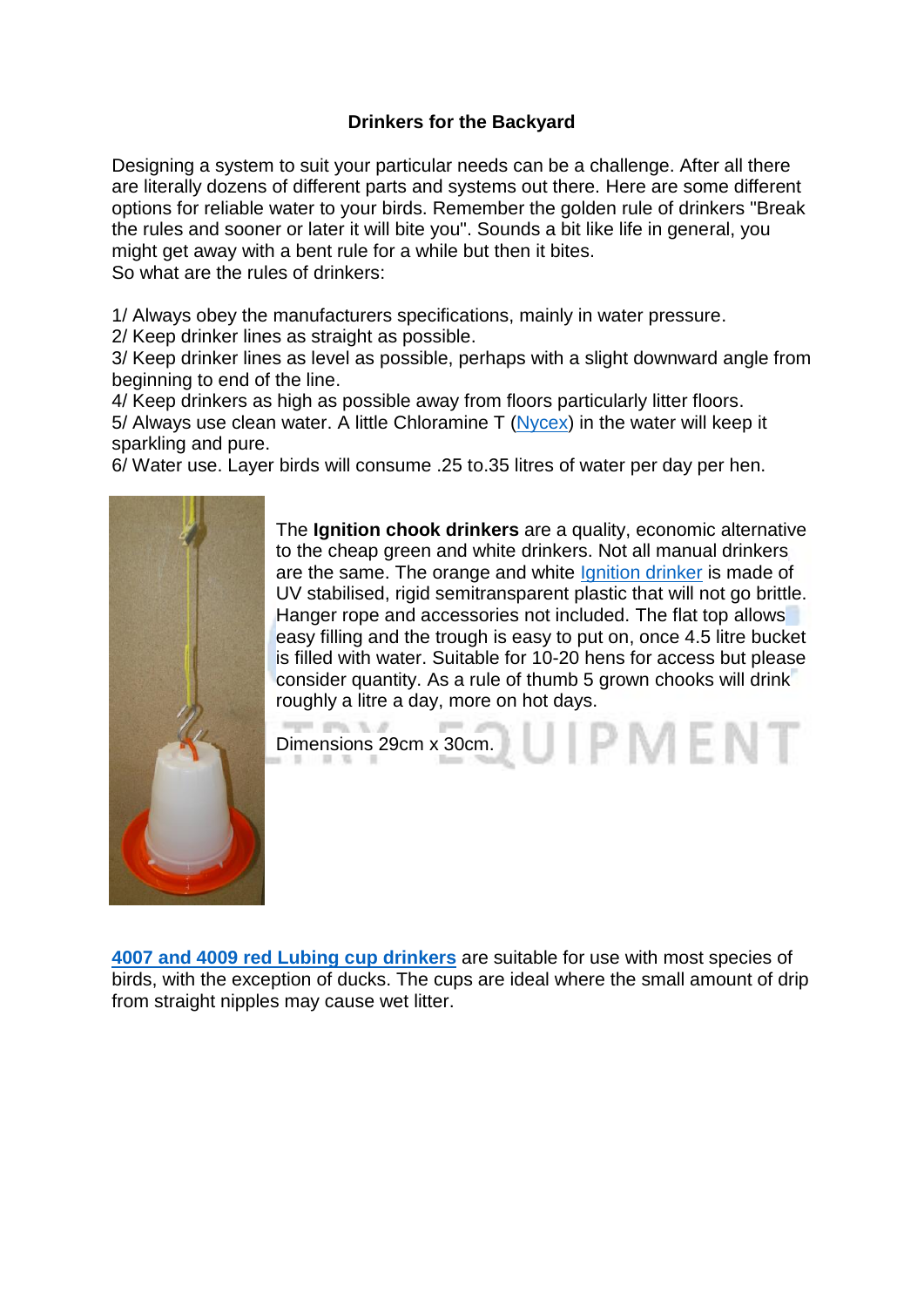# Drinkers for the Backyard

Designing a system to suit your particular needs can be a challenge. After all there are literally dozens of different parts and systems out there. Here are some different options for reliable water to your birds. Remember the golden rule of drinkers "Break the rules and sooner or later it will bite you". Sounds a bit like life in general, you might get away with a bent rule for a while but then it bites.
So what are the rules of drinkers:

1/ Always obey the manufacturers specifications, mainly in water pressure.
2/ Keep drinker lines as straight as possible.
3/ Keep drinker lines as level as possible, perhaps with a slight downward angle from beginning to end of the line.
4/ Keep drinkers as high as possible away from floors particularly litter floors.
5/ Always use clean water. A little Chloramine T (Nycex) in the water will keep it sparkling and pure.
6/ Water use. Layer birds will consume .25 to.35 litres of water per day per hen.

The **Ignition chook drinkers** are a quality, economic alternative to the cheap green and white drinkers. Not all manual drinkers are the same. The orange and white Ignition drinker is made of UV stabilised, rigid semitransparent plastic that will not go brittle. Hanger rope and accessories not included. The flat top allows easy filling and the trough is easy to put on, once 4.5 litre bucket is filled with water. Suitable for 10-20 hens for access but please consider quantity. As a rule of thumb 5 grown chooks will drink roughly a litre a day, more on hot days.

Dimensions 29cm x 30cm.

**4007 and 4009 red Lubing cup drinkers** are suitable for use with most species of birds, with the exception of ducks. The cups are ideal where the small amount of drip from straight nipples may cause wet litter.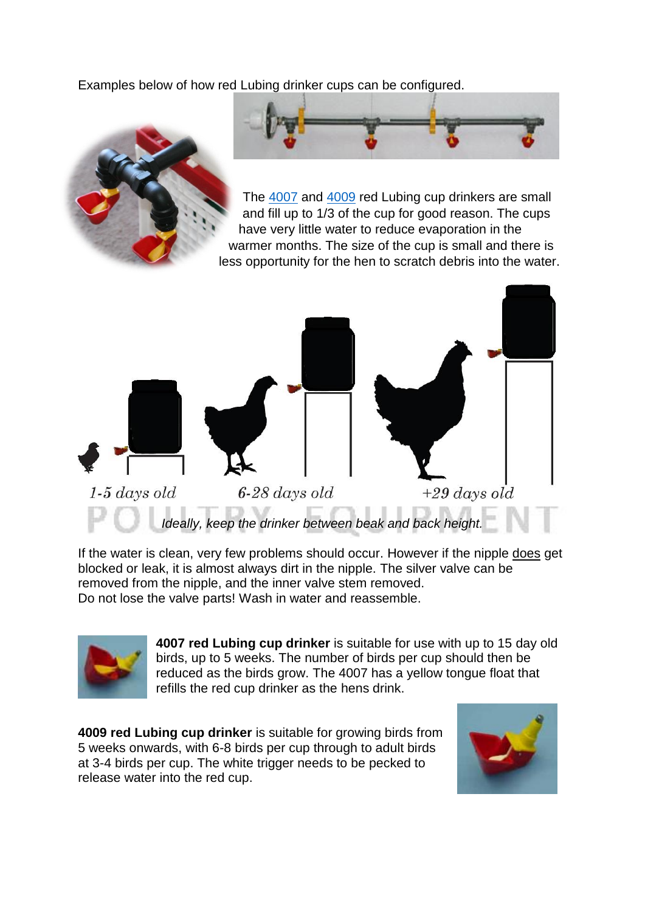Examples below of how red Lubing drinker cups can be configured.

The 4007 and 4009 red Lubing cup drinkers are small and fill up to 1/3 of the cup for good reason. The cups have very little water to reduce evaporation in the warmer months. The size of the cup is small and there is less opportunity for the hen to scratch debris into the water.

*1-5 days old* *6-28 days old* *+29 days old*

*Ideally, keep the drinker between beak and back height.*

If the water is clean, very few problems should occur. However if the nipple does get blocked or leak, it is almost always dirt in the nipple. The silver valve can be removed from the nipple, and the inner valve stem removed.
Do not lose the valve parts! Wash in water and reassemble.

**4007 red Lubing cup drinker** is suitable for use with up to 15 day old birds, up to 5 weeks. The number of birds per cup should then be reduced as the birds grow. The 4007 has a yellow tongue float that refills the red cup drinker as the hens drink.

**4009 red Lubing cup drinker** is suitable for growing birds from 5 weeks onwards, with 6-8 birds per cup through to adult birds at 3-4 birds per cup. The white trigger needs to be pecked to release water into the red cup.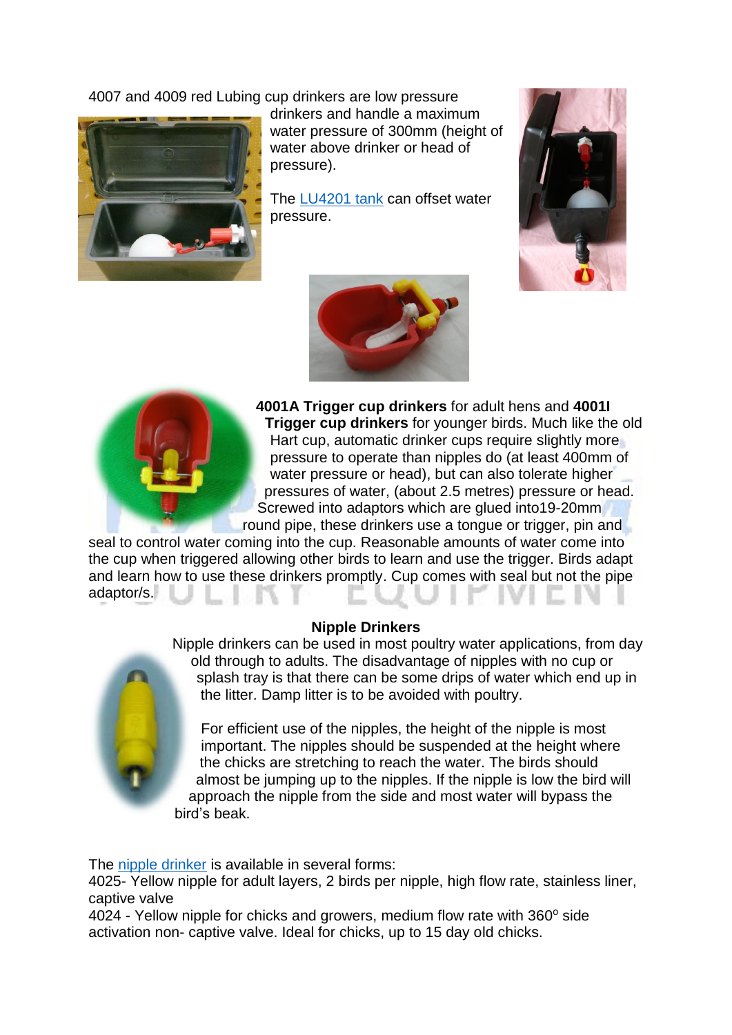4007 and 4009 red Lubing cup drinkers are low pressure drinkers and handle a maximum water pressure of 300mm (height of water above drinker or head of pressure).

The LU4201 tank can offset water pressure.

**4001A Trigger cup drinkers** for adult hens and **4001I Trigger cup drinkers** for younger birds. Much like the old Hart cup, automatic drinker cups require slightly more pressure to operate than nipples do (at least 400mm of water pressure or head), but can also tolerate higher pressures of water, (about 2.5 metres) pressure or head. Screwed into adaptors which are glued into19-20mm round pipe, these drinkers use a tongue or trigger, pin and seal to control water coming into the cup. Reasonable amounts of water come into the cup when triggered allowing other birds to learn and use the trigger. Birds adapt and learn how to use these drinkers promptly. Cup comes with seal but not the pipe adaptor/s.

**Nipple Drinkers**

Nipple drinkers can be used in most poultry water applications, from day old through to adults. The disadvantage of nipples with no cup or splash tray is that there can be some drips of water which end up in the litter. Damp litter is to be avoided with poultry.

For efficient use of the nipples, the height of the nipple is most important. The nipples should be suspended at the height where the chicks are stretching to reach the water. The birds should almost be jumping up to the nipples. If the nipple is low the bird will approach the nipple from the side and most water will bypass the bird's beak.

The nipple drinker is available in several forms:

4025- Yellow nipple for adult layers, 2 birds per nipple, high flow rate, stainless liner, captive valve

4024 - Yellow nipple for chicks and growers, medium flow rate with 360° side activation non- captive valve. Ideal for chicks, up to 15 day old chicks.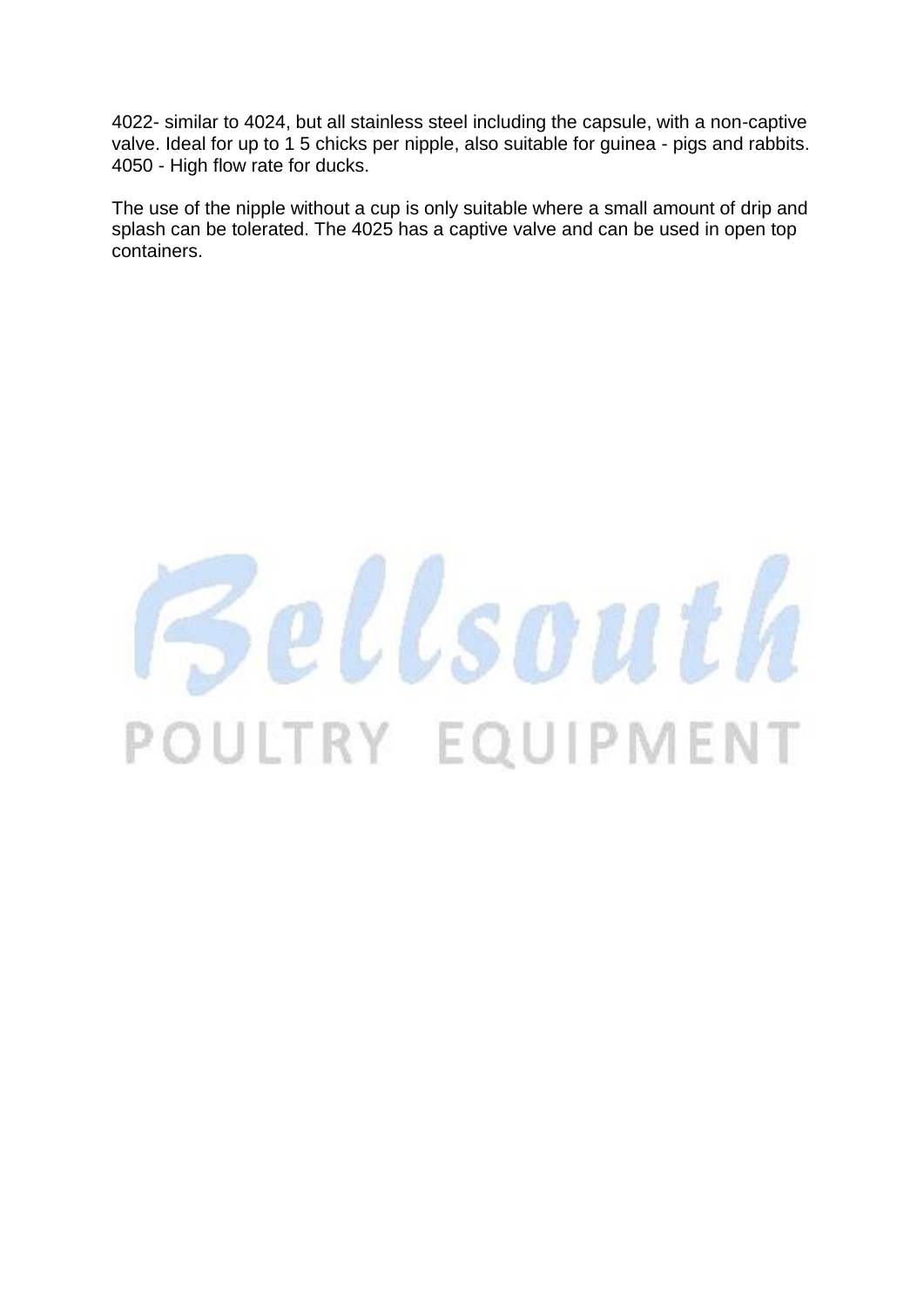4022- similar to 4024, but all stainless steel including the capsule, with a non-captive valve. Ideal for up to 1 5 chicks per nipple, also suitable for guinea - pigs and rabbits.
4050 - High flow rate for ducks.

The use of the nipple without a cup is only suitable where a small amount of drip and splash can be tolerated. The 4025 has a captive valve and can be used in open top containers.